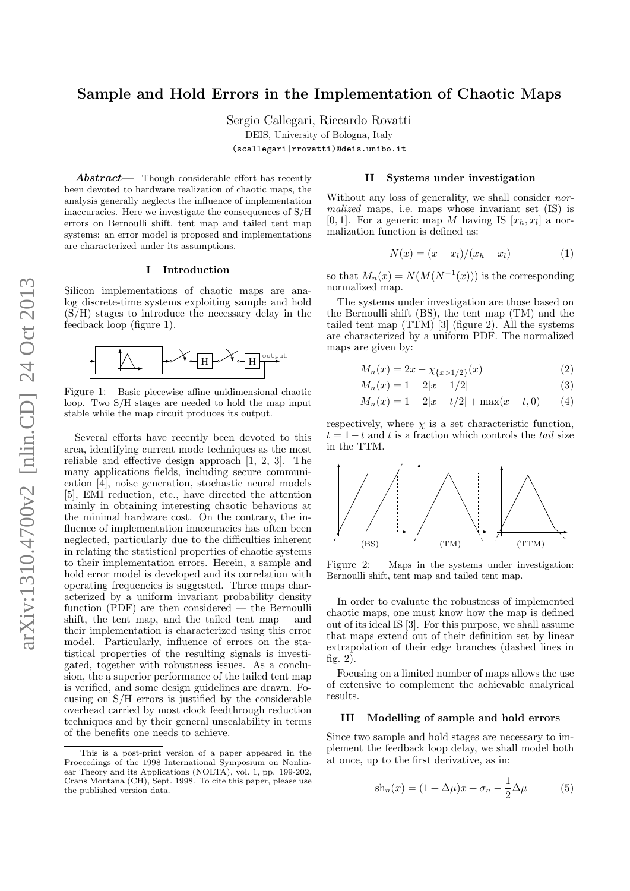# Sample and Hold Errors in the Implementation of Chaotic Maps

Sergio Callegari, Riccardo Rovatti

DEIS, University of Bologna, Italy

(scallegari|rrovatti)@deis.unibo.it

***Abstract*—** Though considerable effort has recently been devoted to hardware realization of chaotic maps, the analysis generally neglects the influence of implementation inaccuracies. Here we investigate the consequences of S/H errors on Bernoulli shift, tent map and tailed tent map systems: an error model is proposed and implementations are characterized under its assumptions.

## I Introduction

Silicon implementations of chaotic maps are analog discrete-time systems exploiting sample and hold (S/H) stages to introduce the necessary delay in the feedback loop (figure 1).

Figure 1: Basic piecewise affine unidimensional chaotic loop. Two S/H stages are needed to hold the map input stable while the map circuit produces its output.

Several efforts have recently been devoted to this area, identifying current mode techniques as the most reliable and effective design approach [1, 2, 3]. The many applications fields, including secure communication [4], noise generation, stochastic neural models [5], EMI reduction, etc., have directed the attention mainly in obtaining interesting chaotic behaviours at the minimal hardware cost. On the contrary, the influence of implementation inaccuracies has often been neglected, particularly due to the difficulties inherent in relating the statistical properties of chaotic systems to their implementation errors. Herein, a sample and hold error model is developed and its correlation with operating frequencies is suggested. Three maps characterized by a uniform invariant probability density function (PDF) are then considered — the Bernoulli shift, the tent map, and the tailed tent map— and their implementation is characterized using this error model. Particularly, influence of errors on the statistical properties of the resulting signals is investigated, together with robustness issues. As a conclusion, the a superior performance of the tailed tent map is verified, and some design guidelines are drawn. Focusing on S/H errors is justified by the considerable overhead carried by most clock feedthrough reduction techniques and by their general unscalability in terms of the benefits one needs to achieve.

This is a post-print version of a paper appeared in the Proceedings of the 1998 International Symposium on Nonlinear Theory and its Applications (NOLTA), vol. 1, pp. 199-202, Crans Montana (CH), Sept. 1998. To cite this paper, please use the published version data.

## II Systems under investigation

Without any loss of generality, we shall consider *normalized* maps, i.e. maps whose invariant set (IS) is $[0, 1]$. For a generic map $M$ having IS $[x_h, x_l]$ a normalization function is defined as:

$$N(x) = (x - x_l)/(x_h - x_l) \tag{1}$$

so that $M_n(x) = N(M(N^{-1}(x)))$ is the corresponding normalized map.

The systems under investigation are those based on the Bernoulli shift (BS), the tent map (TM) and the tailed tent map (TTM) [3] (figure 2). All the systems are characterized by a uniform PDF. The normalized maps are given by:

$$M_n(x) = 2x - \chi_{\{x>1/2\}}(x) \tag{2}$$

$$M_n(x) = 1 - 2|x - 1/2| \tag{3}$$

$$M_n(x) = 1 - 2|x - \bar{t}/2| + \max(x - \bar{t}, 0) \tag{4}$$

respectively, where $\chi$ is a set characteristic function, $\bar{t} = 1-t$ and $t$ is a fraction which controls the *tail* size in the TTM.

Figure 2: Maps in the systems under investigation: Bernoulli shift, tent map and tailed tent map.

In order to evaluate the robustness of implemented chaotic maps, one must know how the map is defined out of its ideal IS [3]. For this purpose, we shall assume that maps extend out of their definition set by linear extrapolation of their edge branches (dashed lines in fig. 2).

Focusing on a limited number of maps allows the use of extensive to complement the achievable analyrical results.

## III Modelling of sample and hold errors

Since two sample and hold stages are necessary to implement the feedback loop delay, we shall model both at once, up to the first derivative, as in:

$$\mathrm{sh}_n(x) = (1 + \Delta\mu)x + \sigma_n - \frac{1}{2}\Delta\mu \tag{5}$$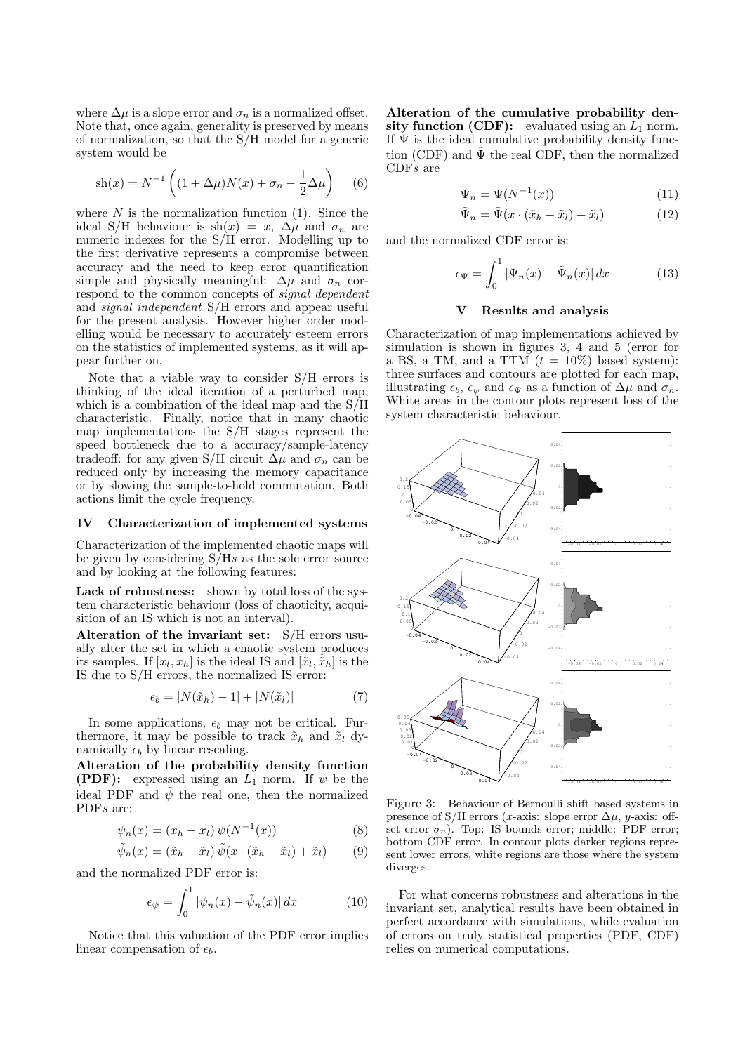where $\Delta\mu$ is a slope error and $\sigma_n$ is a normalized offset. Note that, once again, generality is preserved by means of normalization, so that the S/H model for a generic system would be

$$\mathrm{sh}(x) = N^{-1}\left((1+\Delta\mu)N(x) + \sigma_n - \frac{1}{2}\Delta\mu\right) \tag{6}$$

where $N$ is the normalization function (1). Since the ideal S/H behaviour is $\mathrm{sh}(x) = x$, $\Delta\mu$ and $\sigma_n$ are numeric indexes for the S/H error. Modelling up to the first derivative represents a compromise between accuracy and the need to keep error quantification simple and physically meaningful: $\Delta\mu$ and $\sigma_n$ correspond to the common concepts of *signal dependent* and *signal independent* S/H errors and appear useful for the present analysis. However higher order modelling would be necessary to accurately esteem errors on the statistics of implemented systems, as it will appear further on.

Note that a viable way to consider S/H errors is thinking of the ideal iteration of a perturbed map, which is a combination of the ideal map and the S/H characteristic. Finally, notice that in many chaotic map implementations the S/H stages represent the speed bottleneck due to a accuracy/sample-latency tradeoff: for any given S/H circuit $\Delta\mu$ and $\sigma_n$ can be reduced only by increasing the memory capacitance or by slowing the sample-to-hold commutation. Both actions limit the cycle frequency.

## IV Characterization of implemented systems

Characterization of the implemented chaotic maps will be given by considering S/H*s* as the sole error source and by looking at the following features:

**Lack of robustness:** shown by total loss of the system characteristic behaviour (loss of chaoticity, acquisition of an IS which is not an interval).

**Alteration of the invariant set:** S/H errors usually alter the set in which a chaotic system produces its samples. If $[x_l, x_h]$ is the ideal IS and $[\tilde{x}_l, \tilde{x}_h]$ is the IS due to S/H errors, the normalized IS error:

$$\epsilon_b = |N(\tilde{x}_h) - 1| + |N(\tilde{x}_l)| \tag{7}$$

In some applications, $\epsilon_b$ may not be critical. Furthermore, it may be possible to track $\tilde{x}_h$ and $\tilde{x}_l$ dynamically $\epsilon_b$ by linear rescaling.

**Alteration of the probability density function (PDF):** expressed using an $L_1$ norm. If $\psi$ be the ideal PDF and $\tilde{\psi}$ the real one, then the normalized PDF*s* are:

$$\psi_n(x) = (x_h - x_l)\,\psi(N^{-1}(x)) \tag{8}$$

$$\tilde{\psi}_n(x) = (\tilde{x}_h - \tilde{x}_l)\,\tilde{\psi}(x \cdot (\tilde{x}_h - \tilde{x}_l) + \tilde{x}_l) \tag{9}$$

and the normalized PDF error is:

$$\epsilon_\psi = \int_0^1 |\psi_n(x) - \tilde{\psi}_n(x)|\,dx \tag{10}$$

Notice that this valuation of the PDF error implies linear compensation of $\epsilon_b$.

**Alteration of the cumulative probability density function (CDF):** evaluated using an $L_1$ norm. If $\Psi$ is the ideal cumulative probability density function (CDF) and $\tilde{\Psi}$ the real CDF, then the normalized CDF*s* are

$$\Psi_n = \Psi(N^{-1}(x)) \tag{11}$$

$$\tilde{\Psi}_n = \tilde{\Psi}(x \cdot (\tilde{x}_h - \tilde{x}_l) + \tilde{x}_l) \tag{12}$$

and the normalized CDF error is:

$$\epsilon_\Psi = \int_0^1 |\Psi_n(x) - \tilde{\Psi}_n(x)|\,dx \tag{13}$$

## V Results and analysis

Characterization of map implementations achieved by simulation is shown in figures 3, 4 and 5 (error for a BS, a TM, and a TTM ($t = 10\%$) based system): three surfaces and contours are plotted for each map, illustrating $\epsilon_b$, $\epsilon_\psi$ and $\epsilon_\Psi$ as a function of $\Delta\mu$ and $\sigma_n$. White areas in the contour plots represent loss of the system characteristic behaviour.

Figure 3: Behaviour of Bernoulli shift based systems in presence of S/H errors ($x$-axis: slope error $\Delta\mu$, $y$-axis: offset error $\sigma_n$). Top: IS bounds error; middle: PDF error; bottom CDF error. In contour plots darker regions represent lower errors, white regions are those where the system diverges.

For what concerns robustness and alterations in the invariant set, analytical results have been obtained in perfect accordance with simulations, while evaluation of errors on truly statistical properties (PDF, CDF) relies on numerical computations.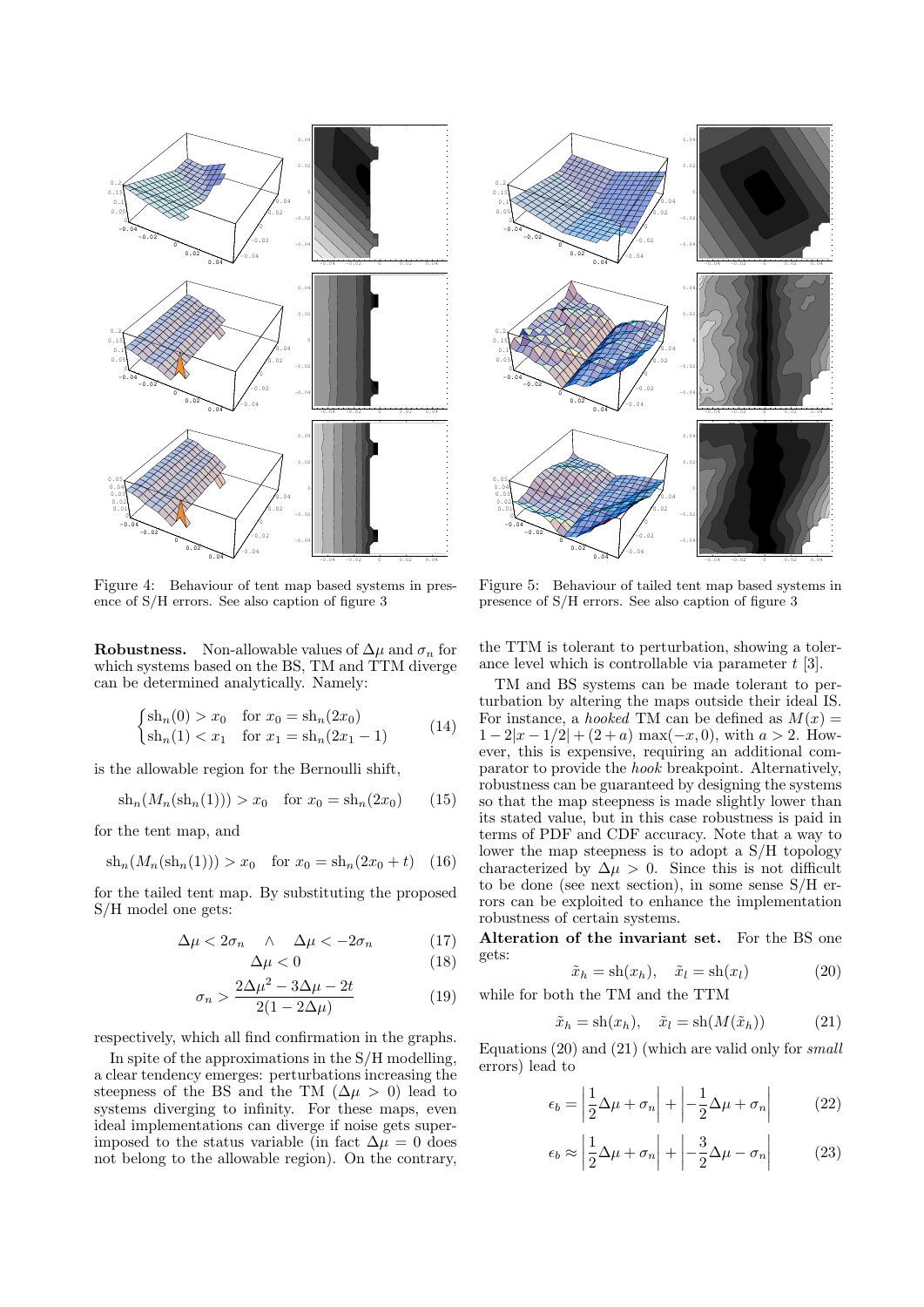Figure 4: Behaviour of tent map based systems in presence of S/H errors. See also caption of figure 3

Figure 5: Behaviour of tailed tent map based systems in presence of S/H errors. See also caption of figure 3

**Robustness.** Non-allowable values of $\Delta\mu$ and $\sigma_n$ for which systems based on the BS, TM and TTM diverge can be determined analytically. Namely:

$$\begin{cases} \mathrm{sh}_n(0) > x_0 & \text{for } x_0 = \mathrm{sh}_n(2x_0) \\ \mathrm{sh}_n(1) < x_1 & \text{for } x_1 = \mathrm{sh}_n(2x_1 - 1) \end{cases} \tag{14}$$

is the allowable region for the Bernoulli shift,

$$\mathrm{sh}_n(M_n(\mathrm{sh}_n(1))) > x_0 \quad \text{for } x_0 = \mathrm{sh}_n(2x_0) \tag{15}$$

for the tent map, and

$$\mathrm{sh}_n(M_n(\mathrm{sh}_n(1))) > x_0 \quad \text{for } x_0 = \mathrm{sh}_n(2x_0 + t) \tag{16}$$

for the tailed tent map. By substituting the proposed S/H model one gets:

$$\Delta\mu < 2\sigma_n \quad \wedge \quad \Delta\mu < -2\sigma_n \tag{17}$$

$$\Delta\mu < 0 \tag{18}$$

$$\sigma_n > \frac{2\Delta\mu^2 - 3\Delta\mu - 2t}{2(1 - 2\Delta\mu)} \tag{19}$$

respectively, which all find confirmation in the graphs.

In spite of the approximations in the S/H modelling, a clear tendency emerges: perturbations increasing the steepness of the BS and the TM ($\Delta\mu > 0$) lead to systems diverging to infinity. For these maps, even ideal implementations can diverge if noise gets superimposed to the status variable (in fact $\Delta\mu = 0$ does not belong to the allowable region). On the contrary, the TTM is tolerant to perturbation, showing a tolerance level which is controllable via parameter $t$ [3].

TM and BS systems can be made tolerant to perturbation by altering the maps outside their ideal IS. For instance, a *hooked* TM can be defined as $M(x) = 1 - 2|x - 1/2| + (2 + a)\,\max(-x, 0)$, with $a > 2$. However, this is expensive, requiring an additional comparator to provide the *hook* breakpoint. Alternatively, robustness can be guaranteed by designing the systems so that the map steepness is made slightly lower than its stated value, but in this case robustness is paid in terms of PDF and CDF accuracy. Note that a way to lower the map steepness is to adopt a S/H topology characterized by $\Delta\mu > 0$. Since this is not difficult to be done (see next section), in some sense S/H errors can be exploited to enhance the implementation robustness of certain systems.

**Alteration of the invariant set.** For the BS one gets:

$$\tilde{x}_h = \mathrm{sh}(x_h), \quad \tilde{x}_l = \mathrm{sh}(x_l) \tag{20}$$

while for both the TM and the TTM

$$\tilde{x}_h = \mathrm{sh}(x_h), \quad \tilde{x}_l = \mathrm{sh}(M(\tilde{x}_h)) \tag{21}$$

Equations (20) and (21) (which are valid only for *small* errors) lead to

$$\epsilon_b = \left|\frac{1}{2}\Delta\mu + \sigma_n\right| + \left|-\frac{1}{2}\Delta\mu + \sigma_n\right| \tag{22}$$

$$\epsilon_b \approx \left|\frac{1}{2}\Delta\mu + \sigma_n\right| + \left|-\frac{3}{2}\Delta\mu - \sigma_n\right| \tag{23}$$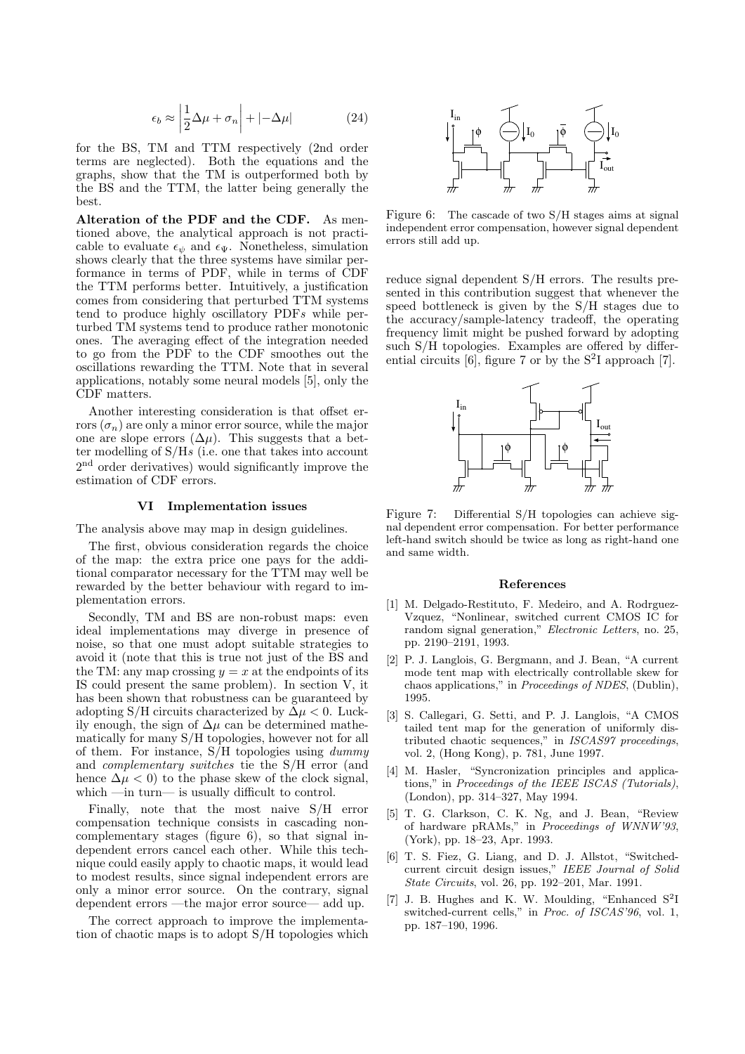$$\epsilon_b \approx \left| \frac{1}{2}\Delta\mu + \sigma_n \right| + |-\Delta\mu| \tag{24}$$

for the BS, TM and TTM respectively (2nd order terms are neglected). Both the equations and the graphs, show that the TM is outperformed both by the BS and the TTM, the latter being generally the best.

**Alteration of the PDF and the CDF.** As mentioned above, the analytical approach is not practicable to evaluate $\epsilon_\psi$ and $\epsilon_\Psi$. Nonetheless, simulation shows clearly that the three systems have similar performance in terms of PDF, while in terms of CDF the TTM performs better. Intuitively, a justification comes from considering that perturbed TTM systems tend to produce highly oscillatory PDF*s* while perturbed TM systems tend to produce rather monotonic ones. The averaging effect of the integration needed to go from the PDF to the CDF smoothes out the oscillations rewarding the TTM. Note that in several applications, notably some neural models [5], only the CDF matters.

Another interesting consideration is that offset errors ($\sigma_n$) are only a minor error source, while the major one are slope errors ($\Delta\mu$). This suggests that a better modelling of S/H*s* (i.e. one that takes into account $2^{\text{nd}}$ order derivatives) would significantly improve the estimation of CDF errors.

## VI Implementation issues

The analysis above may map in design guidelines.

The first, obvious consideration regards the choice of the map: the extra price one pays for the additional comparator necessary for the TTM may well be rewarded by the better behaviour with regard to implementation errors.

Secondly, TM and BS are non-robust maps: even ideal implementations may diverge in presence of noise, so that one must adopt suitable strategies to avoid it (note that this is true not just of the BS and the TM: any map crossing $y = x$ at the endpoints of its IS could present the same problem). In section V, it has been shown that robustness can be guaranteed by adopting S/H circuits characterized by $\Delta\mu < 0$. Luckily enough, the sign of $\Delta\mu$ can be determined mathematically for many S/H topologies, however not for all of them. For instance, S/H topologies using *dummy* and *complementary switches* tie the S/H error (and hence $\Delta\mu < 0$) to the phase skew of the clock signal, which —in turn— is usually difficult to control.

Finally, note that the most naive S/H error compensation technique consists in cascading non-complementary stages (figure 6), so that signal independent errors cancel each other. While this technique could easily apply to chaotic maps, it would lead to modest results, since signal independent errors are only a minor error source. On the contrary, signal dependent errors —the major error source— add up.

The correct approach to improve the implementation of chaotic maps is to adopt S/H topologies which reduce signal dependent S/H errors. The results presented in this contribution suggest that whenever the speed bottleneck is given by the S/H stages due to the accuracy/sample-latency tradeoff, the operating frequency limit might be pushed forward by adopting such S/H topologies. Examples are offered by differential circuits [6], figure 7 or by the $S^2I$ approach [7].

$I_{in}$ $\phi$ $I_0$ $\bar{\phi}$ $I_0$ $I_{out}$

Figure 6: The cascade of two S/H stages aims at signal independent error compensation, however signal dependent errors still add up.

$I_{in}$ $I_{out}$ $\phi$ $\phi$

Figure 7: Differential S/H topologies can achieve signal dependent error compensation. For better performance left-hand switch should be twice as long as right-hand one and same width.

## References

[1] M. Delgado-Restituto, F. Medeiro, and A. Rodrguez-Vzquez, "Nonlinear, switched current CMOS IC for random signal generation," *Electronic Letters*, no. 25, pp. 2190–2191, 1993.

[2] P. J. Langlois, G. Bergmann, and J. Bean, "A current mode tent map with electrically controllable skew for chaos applications," in *Proceedings of NDES*, (Dublin), 1995.

[3] S. Callegari, G. Setti, and P. J. Langlois, "A CMOS tailed tent map for the generation of uniformly distributed chaotic sequences," in *ISCAS97 proceedings*, vol. 2, (Hong Kong), p. 781, June 1997.

[4] M. Hasler, "Syncronization principles and applications," in *Proceedings of the IEEE ISCAS (Tutorials)*, (London), pp. 314–327, May 1994.

[5] T. G. Clarkson, C. K. Ng, and J. Bean, "Review of hardware pRAMs," in *Proceedings of WNNW'93*, (York), pp. 18–23, Apr. 1993.

[6] T. S. Fiez, G. Liang, and D. J. Allstot, "Switched-current circuit design issues," *IEEE Journal of Solid State Circuits*, vol. 26, pp. 192–201, Mar. 1991.

[7] J. B. Hughes and K. W. Moulding, "Enhanced $S^2I$ switched-current cells," in *Proc. of ISCAS'96*, vol. 1, pp. 187–190, 1996.